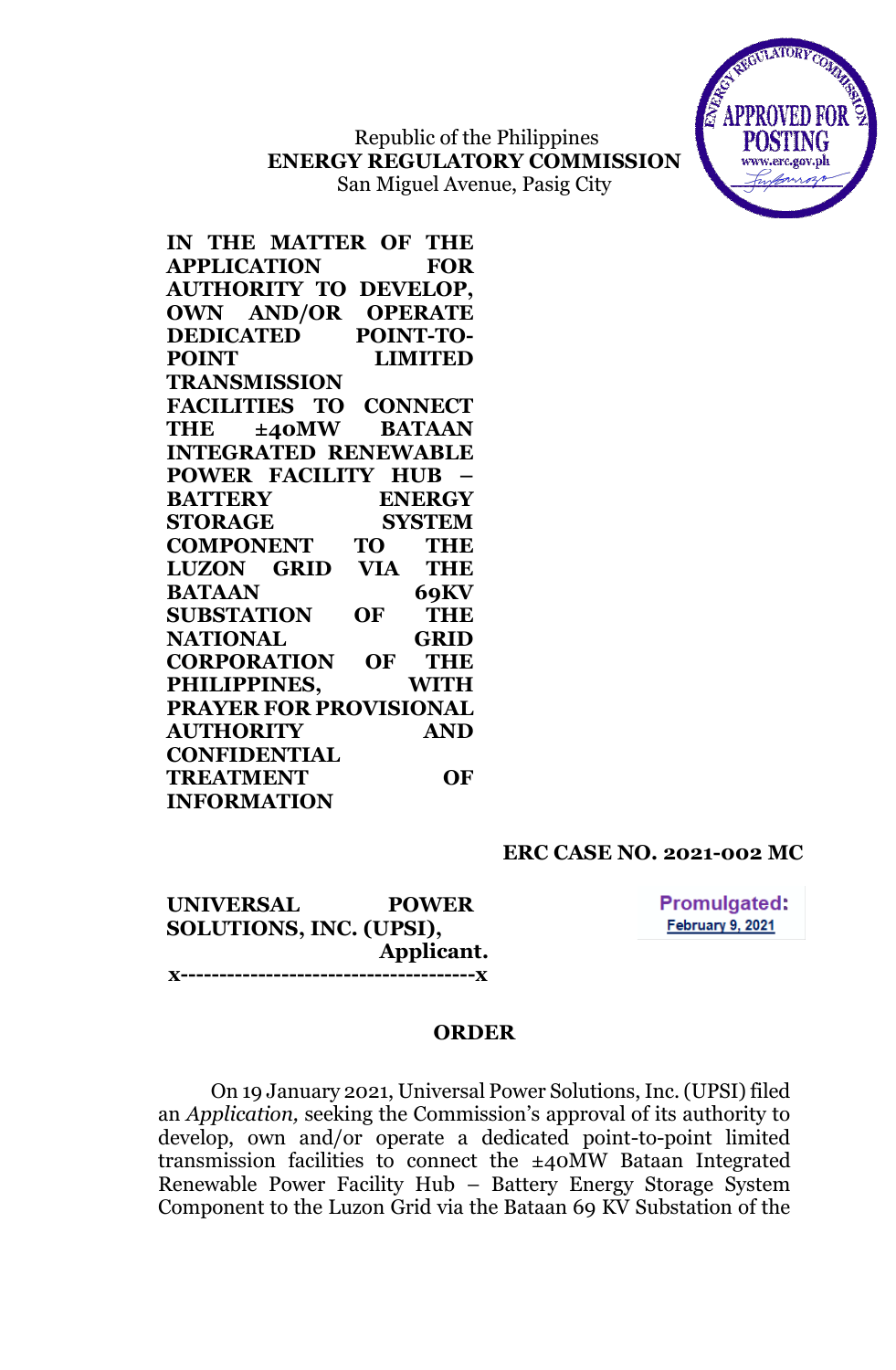Republic of the Philippines
**ENERGY REGULATORY COMMISSION**
San Miguel Avenue, Pasig City

**IN THE MATTER OF THE APPLICATION FOR AUTHORITY TO DEVELOP, OWN AND/OR OPERATE DEDICATED POINT-TO-POINT LIMITED TRANSMISSION FACILITIES TO CONNECT THE ±40MW BATAAN INTEGRATED RENEWABLE POWER FACILITY HUB – BATTERY ENERGY STORAGE SYSTEM COMPONENT TO THE LUZON GRID VIA THE BATAAN 69KV SUBSTATION OF THE NATIONAL GRID CORPORATION OF THE PHILIPPINES, WITH PRAYER FOR PROVISIONAL AUTHORITY AND CONFIDENTIAL TREATMENT OF INFORMATION**

**ERC CASE NO. 2021-002 MC**

**UNIVERSAL POWER SOLUTIONS, INC. (UPSI),**
**Applicant.**
**x-------------------------------------x**

Promulgated:
February 9, 2021

## ORDER

On 19 January 2021, Universal Power Solutions, Inc. (UPSI) filed an *Application,* seeking the Commission's approval of its authority to develop, own and/or operate a dedicated point-to-point limited transmission facilities to connect the ±40MW Bataan Integrated Renewable Power Facility Hub – Battery Energy Storage System Component to the Luzon Grid via the Bataan 69 KV Substation of the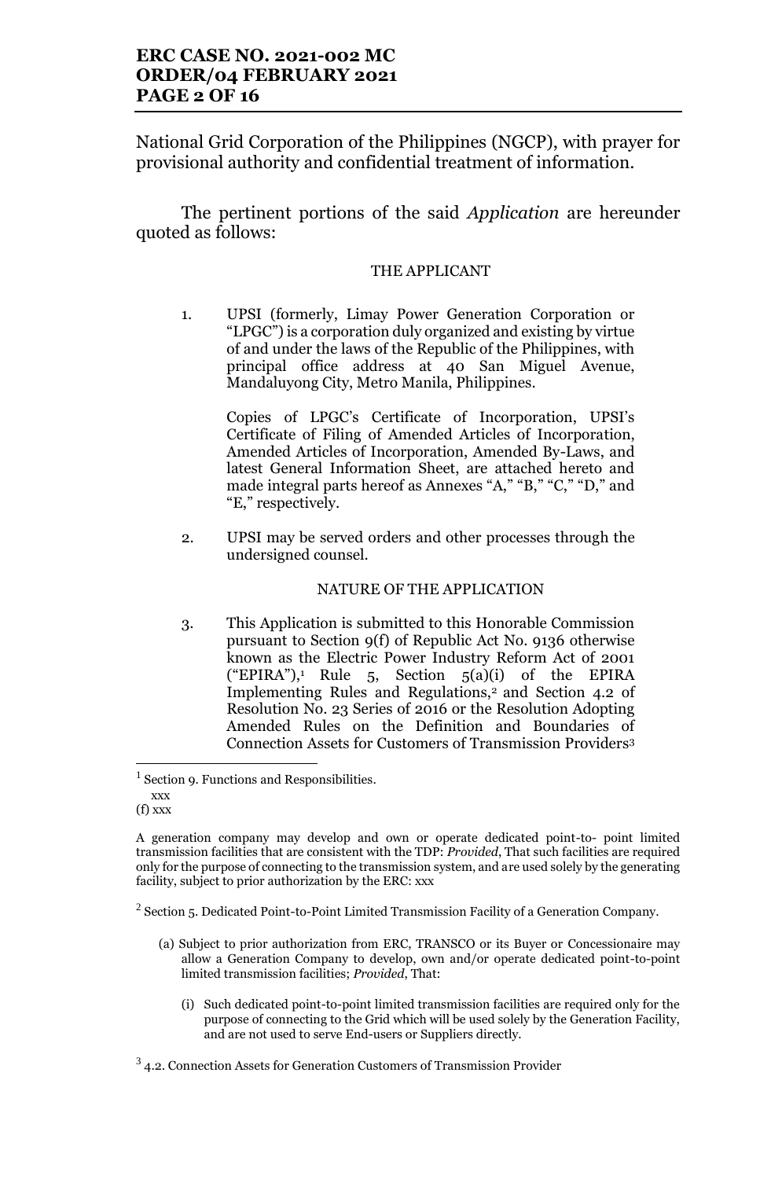National Grid Corporation of the Philippines (NGCP), with prayer for provisional authority and confidential treatment of information.

The pertinent portions of the said *Application* are hereunder quoted as follows:

THE APPLICANT

1. UPSI (formerly, Limay Power Generation Corporation or "LPGC") is a corporation duly organized and existing by virtue of and under the laws of the Republic of the Philippines, with principal office address at 40 San Miguel Avenue, Mandaluyong City, Metro Manila, Philippines.

   Copies of LPGC's Certificate of Incorporation, UPSI's Certificate of Filing of Amended Articles of Incorporation, Amended Articles of Incorporation, Amended By-Laws, and latest General Information Sheet, are attached hereto and made integral parts hereof as Annexes "A," "B," "C," "D," and "E," respectively.

2. UPSI may be served orders and other processes through the undersigned counsel.

NATURE OF THE APPLICATION

3. This Application is submitted to this Honorable Commission pursuant to Section 9(f) of Republic Act No. 9136 otherwise known as the Electric Power Industry Reform Act of 2001 ("EPIRA"),[1] Rule 5, Section 5(a)(i) of the EPIRA Implementing Rules and Regulations,[2] and Section 4.2 of Resolution No. 23 Series of 2016 or the Resolution Adopting Amended Rules on the Definition and Boundaries of Connection Assets for Customers of Transmission Providers[3]

---

[1] Section 9. Functions and Responsibilities.
xxx
(f) xxx

A generation company may develop and own or operate dedicated point-to- point limited transmission facilities that are consistent with the TDP: *Provided*, That such facilities are required only for the purpose of connecting to the transmission system, and are used solely by the generating facility, subject to prior authorization by the ERC: xxx

[2] Section 5. Dedicated Point-to-Point Limited Transmission Facility of a Generation Company.

(a) Subject to prior authorization from ERC, TRANSCO or its Buyer or Concessionaire may allow a Generation Company to develop, own and/or operate dedicated point-to-point limited transmission facilities; *Provided*, That:

(i) Such dedicated point-to-point limited transmission facilities are required only for the purpose of connecting to the Grid which will be used solely by the Generation Facility, and are not used to serve End-users or Suppliers directly.

[3] 4.2. Connection Assets for Generation Customers of Transmission Provider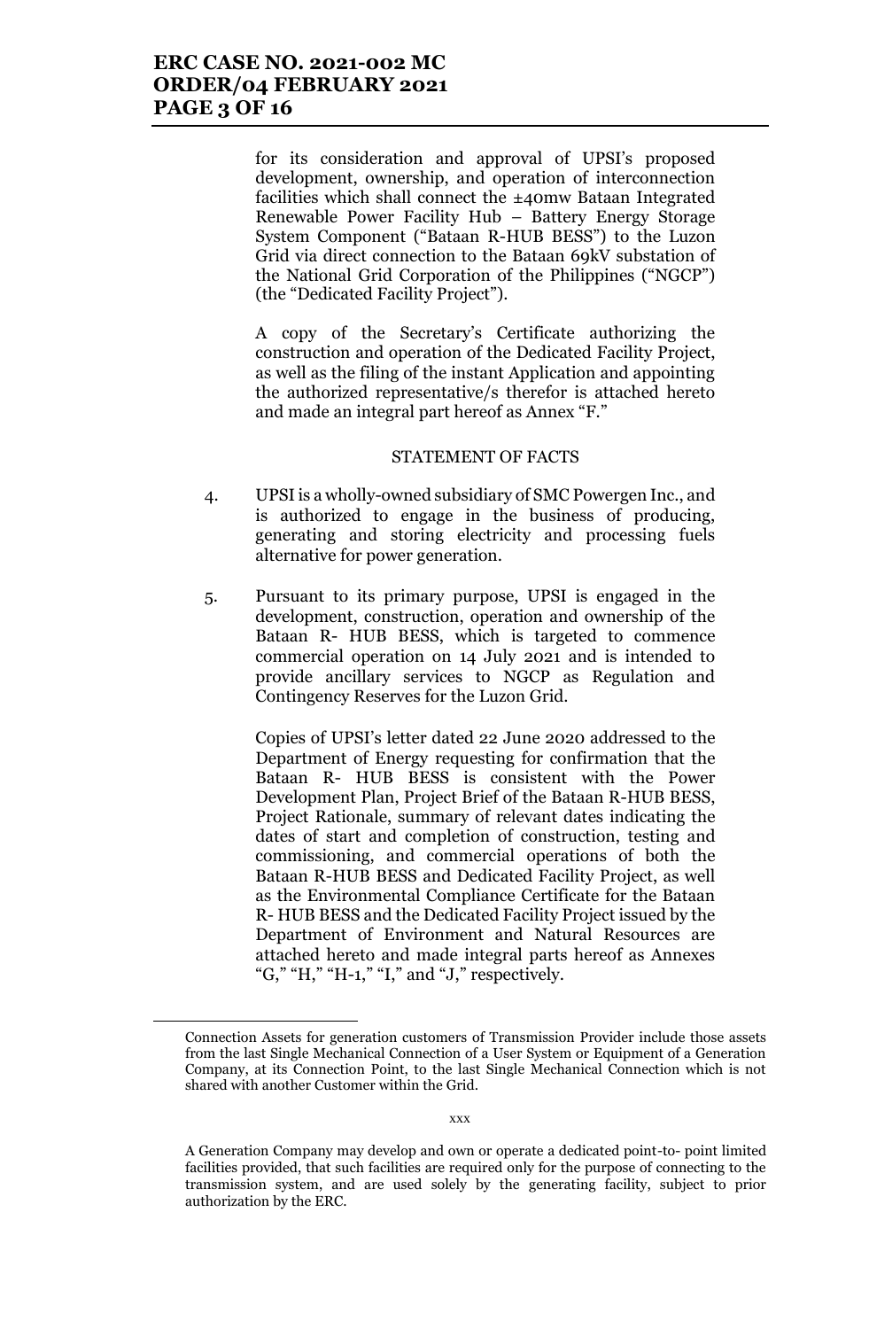for its consideration and approval of UPSI's proposed development, ownership, and operation of interconnection facilities which shall connect the ±40mw Bataan Integrated Renewable Power Facility Hub – Battery Energy Storage System Component ("Bataan R-HUB BESS") to the Luzon Grid via direct connection to the Bataan 69kV substation of the National Grid Corporation of the Philippines ("NGCP") (the "Dedicated Facility Project").

A copy of the Secretary's Certificate authorizing the construction and operation of the Dedicated Facility Project, as well as the filing of the instant Application and appointing the authorized representative/s therefor is attached hereto and made an integral part hereof as Annex "F."

STATEMENT OF FACTS

4. UPSI is a wholly-owned subsidiary of SMC Powergen Inc., and is authorized to engage in the business of producing, generating and storing electricity and processing fuels alternative for power generation.

5. Pursuant to its primary purpose, UPSI is engaged in the development, construction, operation and ownership of the Bataan R- HUB BESS, which is targeted to commence commercial operation on 14 July 2021 and is intended to provide ancillary services to NGCP as Regulation and Contingency Reserves for the Luzon Grid.

   Copies of UPSI's letter dated 22 June 2020 addressed to the Department of Energy requesting for confirmation that the Bataan R- HUB BESS is consistent with the Power Development Plan, Project Brief of the Bataan R-HUB BESS, Project Rationale, summary of relevant dates indicating the dates of start and completion of construction, testing and commissioning, and commercial operations of both the Bataan R-HUB BESS and Dedicated Facility Project, as well as the Environmental Compliance Certificate for the Bataan R- HUB BESS and the Dedicated Facility Project issued by the Department of Environment and Natural Resources are attached hereto and made integral parts hereof as Annexes "G," "H," "H-1," "I," and "J," respectively.

---

Connection Assets for generation customers of Transmission Provider include those assets from the last Single Mechanical Connection of a User System or Equipment of a Generation Company, at its Connection Point, to the last Single Mechanical Connection which is not shared with another Customer within the Grid.

xxx

A Generation Company may develop and own or operate a dedicated point-to- point limited facilities provided, that such facilities are required only for the purpose of connecting to the transmission system, and are used solely by the generating facility, subject to prior authorization by the ERC.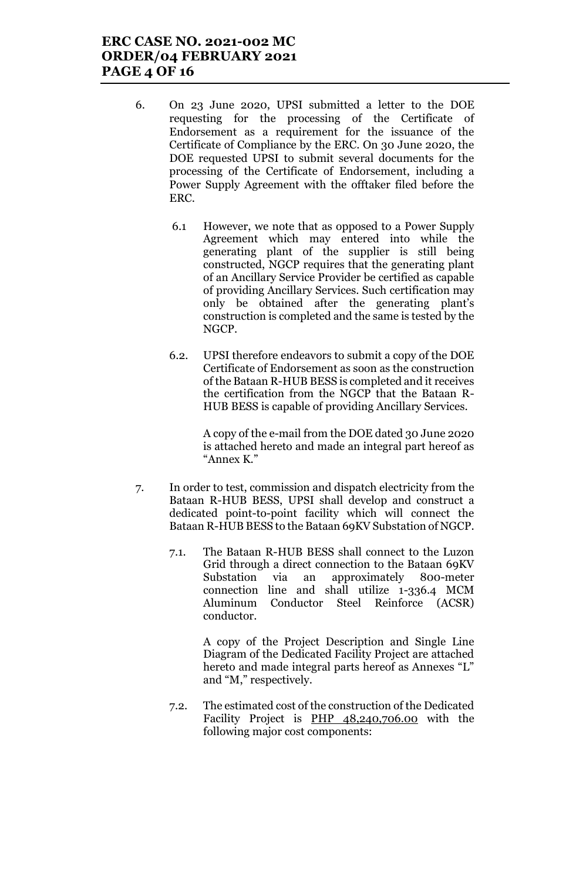6. On 23 June 2020, UPSI submitted a letter to the DOE requesting for the processing of the Certificate of Endorsement as a requirement for the issuance of the Certificate of Compliance by the ERC. On 30 June 2020, the DOE requested UPSI to submit several documents for the processing of the Certificate of Endorsement, including a Power Supply Agreement with the offtaker filed before the ERC.

   6.1 However, we note that as opposed to a Power Supply Agreement which may entered into while the generating plant of the supplier is still being constructed, NGCP requires that the generating plant of an Ancillary Service Provider be certified as capable of providing Ancillary Services. Such certification may only be obtained after the generating plant's construction is completed and the same is tested by the NGCP.

   6.2. UPSI therefore endeavors to submit a copy of the DOE Certificate of Endorsement as soon as the construction of the Bataan R-HUB BESS is completed and it receives the certification from the NGCP that the Bataan R-HUB BESS is capable of providing Ancillary Services.

   A copy of the e-mail from the DOE dated 30 June 2020 is attached hereto and made an integral part hereof as "Annex K."

7. In order to test, commission and dispatch electricity from the Bataan R-HUB BESS, UPSI shall develop and construct a dedicated point-to-point facility which will connect the Bataan R-HUB BESS to the Bataan 69KV Substation of NGCP.

   7.1. The Bataan R-HUB BESS shall connect to the Luzon Grid through a direct connection to the Bataan 69KV Substation via an approximately 800-meter connection line and shall utilize 1-336.4 MCM Aluminum Conductor Steel Reinforce (ACSR) conductor.

   A copy of the Project Description and Single Line Diagram of the Dedicated Facility Project are attached hereto and made integral parts hereof as Annexes "L" and "M," respectively.

   7.2. The estimated cost of the construction of the Dedicated Facility Project is PHP 48,240,706.00 with the following major cost components: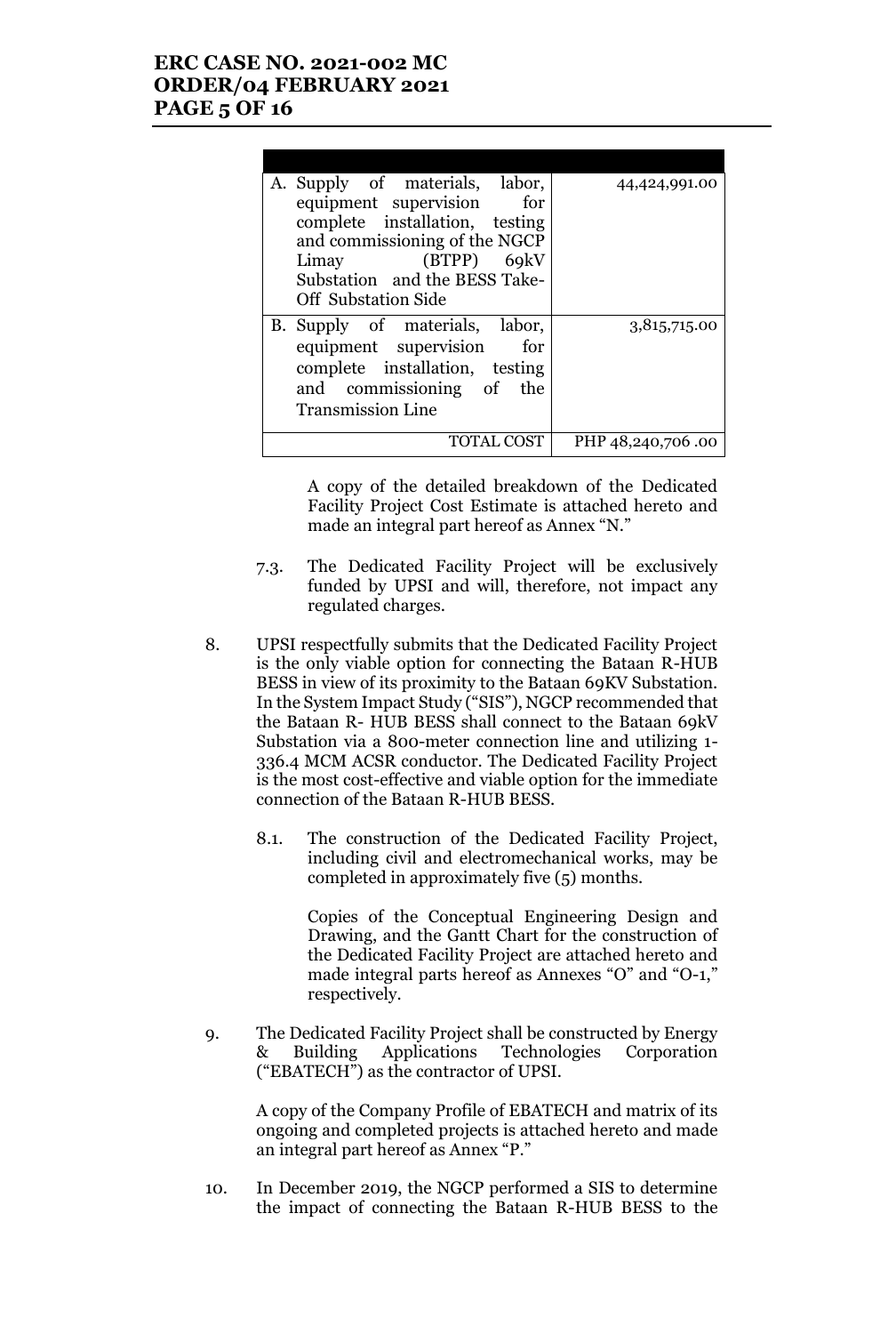| | |
|---|---|
| A. Supply of materials, labor, equipment supervision for complete installation, testing and commissioning of the NGCP Limay (BTPP) 69kV Substation and the BESS Take-Off Substation Side | 44,424,991.00 |
| B. Supply of materials, labor, equipment supervision for complete installation, testing and commissioning of the Transmission Line | 3,815,715.00 |
| TOTAL COST | PHP 48,240,706 .00 |

A copy of the detailed breakdown of the Dedicated Facility Project Cost Estimate is attached hereto and made an integral part hereof as Annex "N."

7.3. The Dedicated Facility Project will be exclusively funded by UPSI and will, therefore, not impact any regulated charges.

8. UPSI respectfully submits that the Dedicated Facility Project is the only viable option for connecting the Bataan R-HUB BESS in view of its proximity to the Bataan 69KV Substation. In the System Impact Study ("SIS"), NGCP recommended that the Bataan R- HUB BESS shall connect to the Bataan 69kV Substation via a 800-meter connection line and utilizing 1-336.4 MCM ACSR conductor. The Dedicated Facility Project is the most cost-effective and viable option for the immediate connection of the Bataan R-HUB BESS.

8.1. The construction of the Dedicated Facility Project, including civil and electromechanical works, may be completed in approximately five (5) months.

Copies of the Conceptual Engineering Design and Drawing, and the Gantt Chart for the construction of the Dedicated Facility Project are attached hereto and made integral parts hereof as Annexes "O" and "O-1," respectively.

9. The Dedicated Facility Project shall be constructed by Energy & Building Applications Technologies Corporation ("EBATECH") as the contractor of UPSI.

A copy of the Company Profile of EBATECH and matrix of its ongoing and completed projects is attached hereto and made an integral part hereof as Annex "P."

10. In December 2019, the NGCP performed a SIS to determine the impact of connecting the Bataan R-HUB BESS to the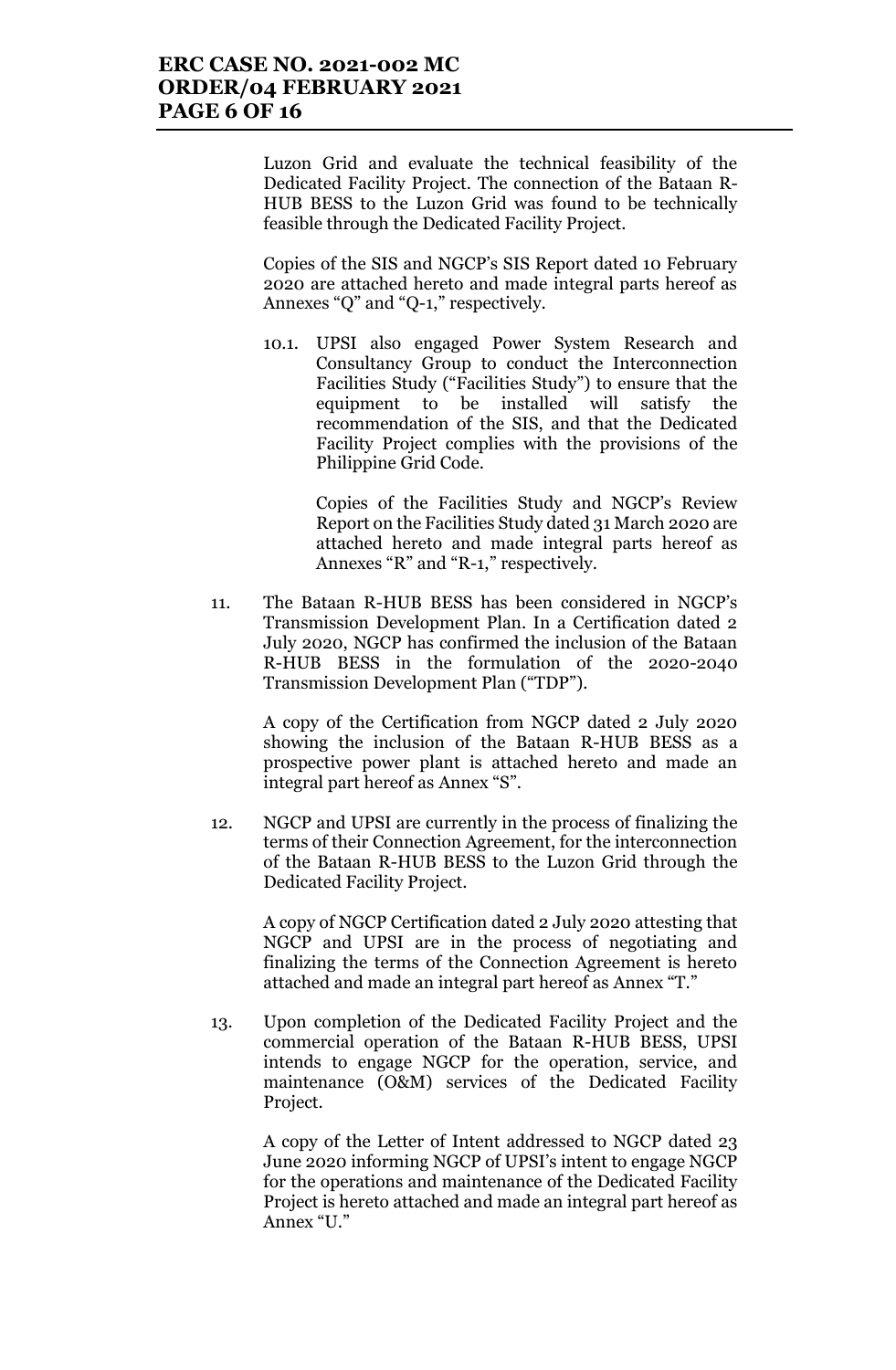Luzon Grid and evaluate the technical feasibility of the Dedicated Facility Project. The connection of the Bataan R-HUB BESS to the Luzon Grid was found to be technically feasible through the Dedicated Facility Project.

Copies of the SIS and NGCP's SIS Report dated 10 February 2020 are attached hereto and made integral parts hereof as Annexes "Q" and "Q-1," respectively.

10.1. UPSI also engaged Power System Research and Consultancy Group to conduct the Interconnection Facilities Study ("Facilities Study") to ensure that the equipment to be installed will satisfy the recommendation of the SIS, and that the Dedicated Facility Project complies with the provisions of the Philippine Grid Code.

Copies of the Facilities Study and NGCP's Review Report on the Facilities Study dated 31 March 2020 are attached hereto and made integral parts hereof as Annexes "R" and "R-1," respectively.

11. The Bataan R-HUB BESS has been considered in NGCP's Transmission Development Plan. In a Certification dated 2 July 2020, NGCP has confirmed the inclusion of the Bataan R-HUB BESS in the formulation of the 2020-2040 Transmission Development Plan ("TDP").

A copy of the Certification from NGCP dated 2 July 2020 showing the inclusion of the Bataan R-HUB BESS as a prospective power plant is attached hereto and made an integral part hereof as Annex "S".

12. NGCP and UPSI are currently in the process of finalizing the terms of their Connection Agreement, for the interconnection of the Bataan R-HUB BESS to the Luzon Grid through the Dedicated Facility Project.

A copy of NGCP Certification dated 2 July 2020 attesting that NGCP and UPSI are in the process of negotiating and finalizing the terms of the Connection Agreement is hereto attached and made an integral part hereof as Annex "T."

13. Upon completion of the Dedicated Facility Project and the commercial operation of the Bataan R-HUB BESS, UPSI intends to engage NGCP for the operation, service, and maintenance (O&M) services of the Dedicated Facility Project.

A copy of the Letter of Intent addressed to NGCP dated 23 June 2020 informing NGCP of UPSI's intent to engage NGCP for the operations and maintenance of the Dedicated Facility Project is hereto attached and made an integral part hereof as Annex "U."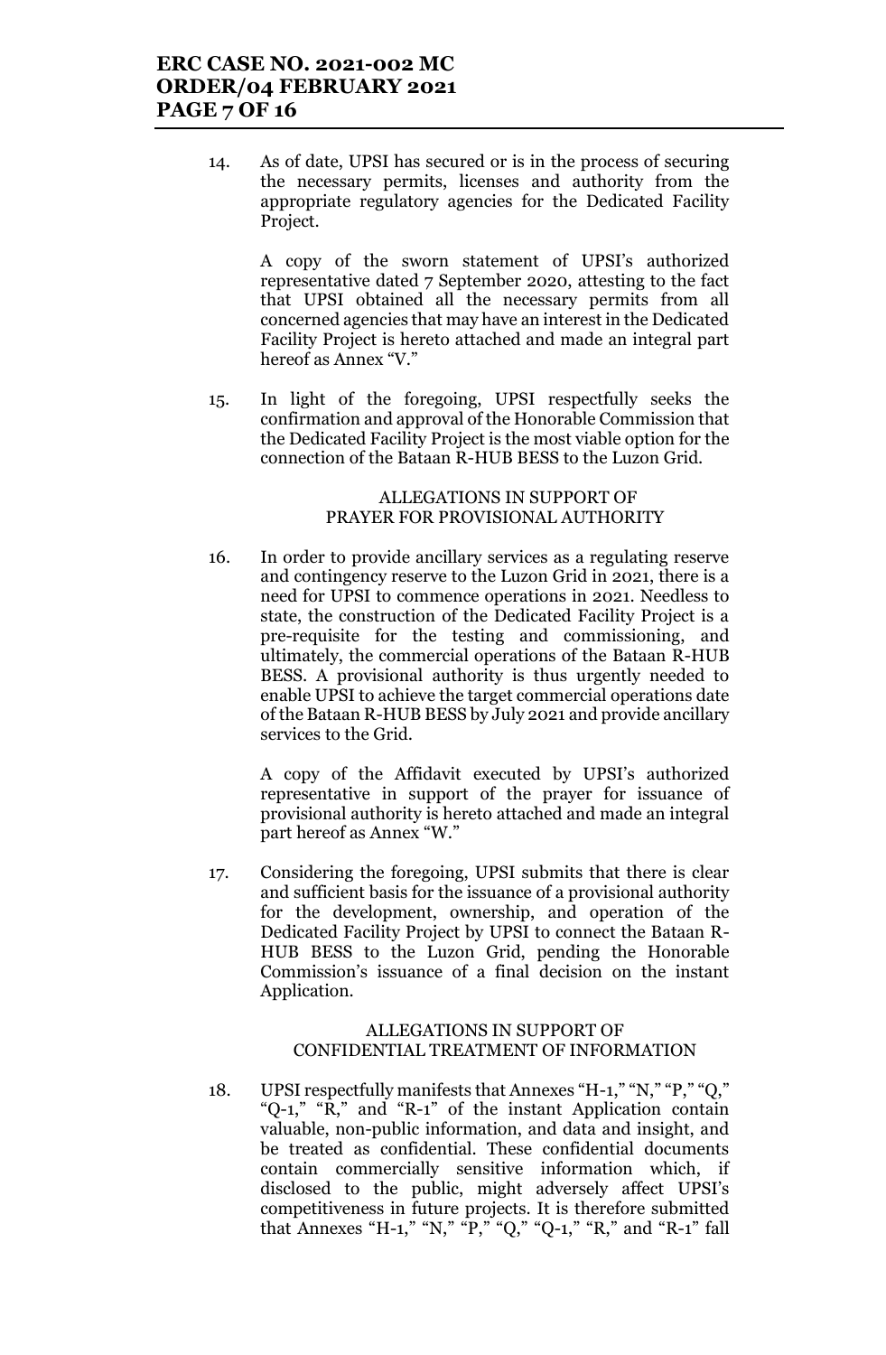14. As of date, UPSI has secured or is in the process of securing the necessary permits, licenses and authority from the appropriate regulatory agencies for the Dedicated Facility Project.

    A copy of the sworn statement of UPSI's authorized representative dated 7 September 2020, attesting to the fact that UPSI obtained all the necessary permits from all concerned agencies that may have an interest in the Dedicated Facility Project is hereto attached and made an integral part hereof as Annex "V."

15. In light of the foregoing, UPSI respectfully seeks the confirmation and approval of the Honorable Commission that the Dedicated Facility Project is the most viable option for the connection of the Bataan R-HUB BESS to the Luzon Grid.

ALLEGATIONS IN SUPPORT OF
PRAYER FOR PROVISIONAL AUTHORITY

16. In order to provide ancillary services as a regulating reserve and contingency reserve to the Luzon Grid in 2021, there is a need for UPSI to commence operations in 2021. Needless to state, the construction of the Dedicated Facility Project is a pre-requisite for the testing and commissioning, and ultimately, the commercial operations of the Bataan R-HUB BESS. A provisional authority is thus urgently needed to enable UPSI to achieve the target commercial operations date of the Bataan R-HUB BESS by July 2021 and provide ancillary services to the Grid.

    A copy of the Affidavit executed by UPSI's authorized representative in support of the prayer for issuance of provisional authority is hereto attached and made an integral part hereof as Annex "W."

17. Considering the foregoing, UPSI submits that there is clear and sufficient basis for the issuance of a provisional authority for the development, ownership, and operation of the Dedicated Facility Project by UPSI to connect the Bataan R-HUB BESS to the Luzon Grid, pending the Honorable Commission's issuance of a final decision on the instant Application.

ALLEGATIONS IN SUPPORT OF
CONFIDENTIAL TREATMENT OF INFORMATION

18. UPSI respectfully manifests that Annexes "H-1," "N," "P," "Q," "Q-1," "R," and "R-1" of the instant Application contain valuable, non-public information, and data and insight, and be treated as confidential. These confidential documents contain commercially sensitive information which, if disclosed to the public, might adversely affect UPSI's competitiveness in future projects. It is therefore submitted that Annexes "H-1," "N," "P," "Q," "Q-1," "R," and "R-1" fall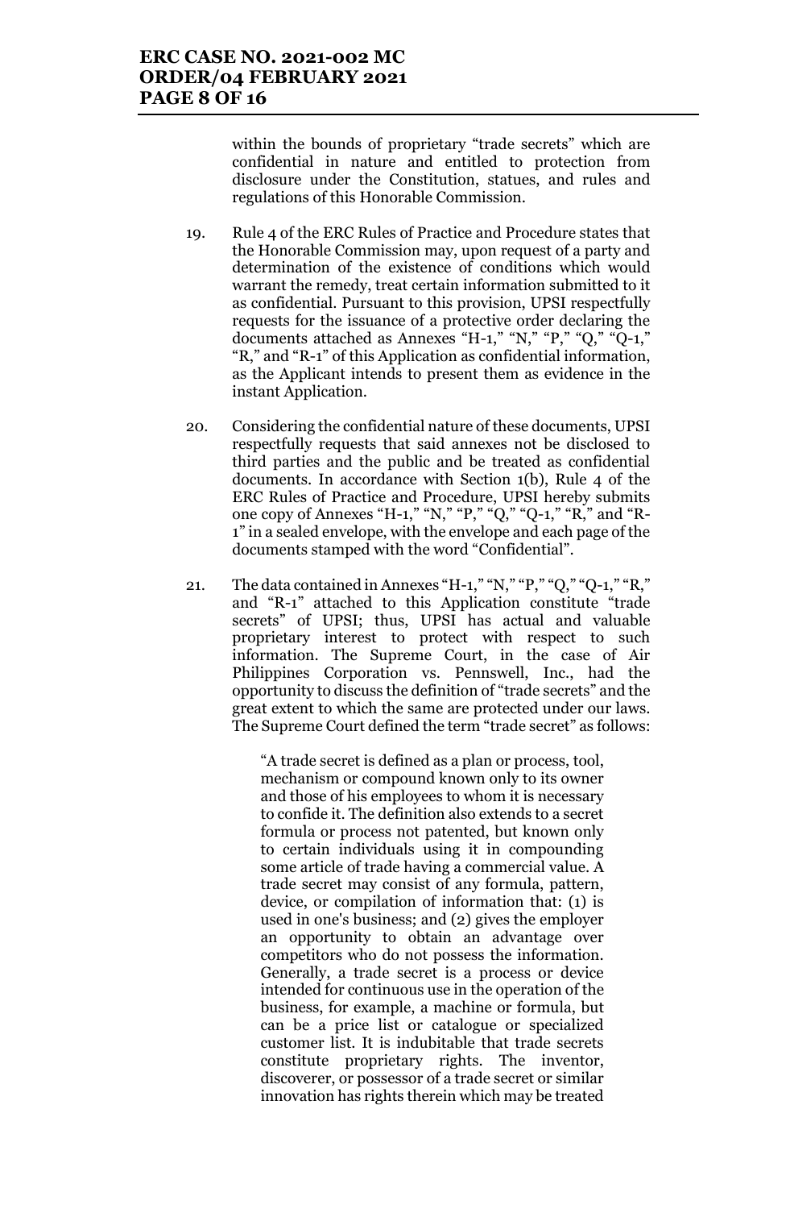within the bounds of proprietary "trade secrets" which are confidential in nature and entitled to protection from disclosure under the Constitution, statues, and rules and regulations of this Honorable Commission.

19. Rule 4 of the ERC Rules of Practice and Procedure states that the Honorable Commission may, upon request of a party and determination of the existence of conditions which would warrant the remedy, treat certain information submitted to it as confidential. Pursuant to this provision, UPSI respectfully requests for the issuance of a protective order declaring the documents attached as Annexes "H-1," "N," "P," "Q," "Q-1," "R," and "R-1" of this Application as confidential information, as the Applicant intends to present them as evidence in the instant Application.

20. Considering the confidential nature of these documents, UPSI respectfully requests that said annexes not be disclosed to third parties and the public and be treated as confidential documents. In accordance with Section 1(b), Rule 4 of the ERC Rules of Practice and Procedure, UPSI hereby submits one copy of Annexes "H-1," "N," "P," "Q," "Q-1," "R," and "R-1" in a sealed envelope, with the envelope and each page of the documents stamped with the word "Confidential".

21. The data contained in Annexes "H-1," "N," "P," "Q," "Q-1," "R," and "R-1" attached to this Application constitute "trade secrets" of UPSI; thus, UPSI has actual and valuable proprietary interest to protect with respect to such information. The Supreme Court, in the case of Air Philippines Corporation vs. Pennswell, Inc., had the opportunity to discuss the definition of "trade secrets" and the great extent to which the same are protected under our laws. The Supreme Court defined the term "trade secret" as follows:

> "A trade secret is defined as a plan or process, tool, mechanism or compound known only to its owner and those of his employees to whom it is necessary to confide it. The definition also extends to a secret formula or process not patented, but known only to certain individuals using it in compounding some article of trade having a commercial value. A trade secret may consist of any formula, pattern, device, or compilation of information that: (1) is used in one's business; and (2) gives the employer an opportunity to obtain an advantage over competitors who do not possess the information. Generally, a trade secret is a process or device intended for continuous use in the operation of the business, for example, a machine or formula, but can be a price list or catalogue or specialized customer list. It is indubitable that trade secrets constitute proprietary rights. The inventor, discoverer, or possessor of a trade secret or similar innovation has rights therein which may be treated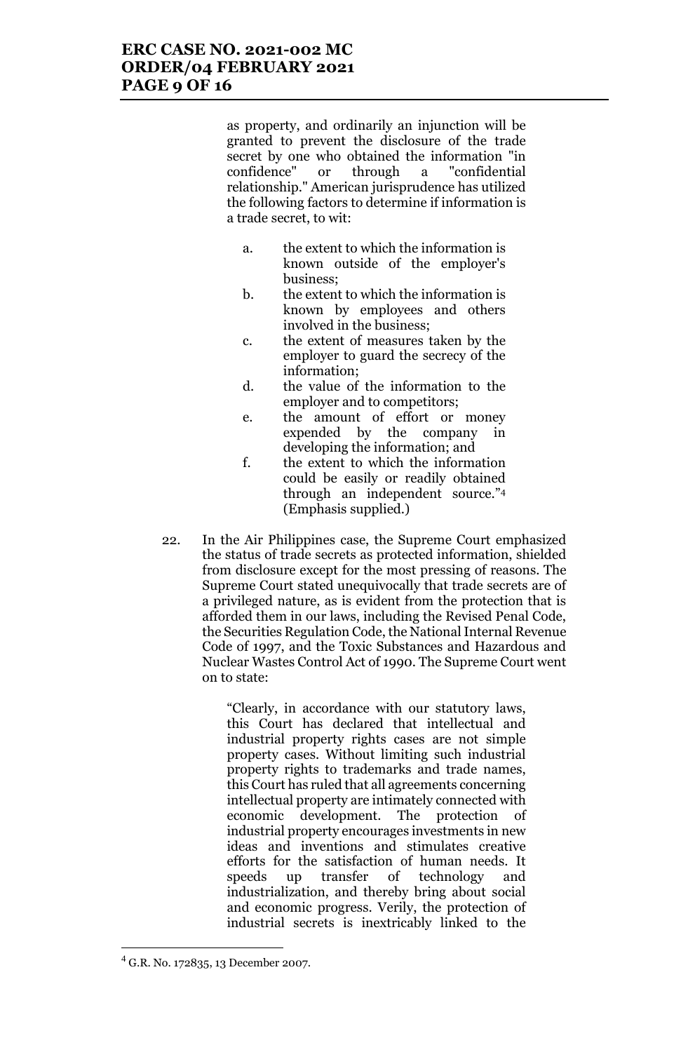as property, and ordinarily an injunction will be granted to prevent the disclosure of the trade secret by one who obtained the information "in confidence" or through a "confidential relationship." American jurisprudence has utilized the following factors to determine if information is a trade secret, to wit:

> a. the extent to which the information is known outside of the employer's business;
>
> b. the extent to which the information is known by employees and others involved in the business;
>
> c. the extent of measures taken by the employer to guard the secrecy of the information;
>
> d. the value of the information to the employer and to competitors;
>
> e. the amount of effort or money expended by the company in developing the information; and
>
> f. the extent to which the information could be easily or readily obtained through an independent source."[4] (Emphasis supplied.)

22. In the Air Philippines case, the Supreme Court emphasized the status of trade secrets as protected information, shielded from disclosure except for the most pressing of reasons. The Supreme Court stated unequivocally that trade secrets are of a privileged nature, as is evident from the protection that is afforded them in our laws, including the Revised Penal Code, the Securities Regulation Code, the National Internal Revenue Code of 1997, and the Toxic Substances and Hazardous and Nuclear Wastes Control Act of 1990. The Supreme Court went on to state:

> "Clearly, in accordance with our statutory laws, this Court has declared that intellectual and industrial property rights cases are not simple property cases. Without limiting such industrial property rights to trademarks and trade names, this Court has ruled that all agreements concerning intellectual property are intimately connected with economic development. The protection of industrial property encourages investments in new ideas and inventions and stimulates creative efforts for the satisfaction of human needs. It speeds up transfer of technology and industrialization, and thereby bring about social and economic progress. Verily, the protection of industrial secrets is inextricably linked to the

---

[4] G.R. No. 172835, 13 December 2007.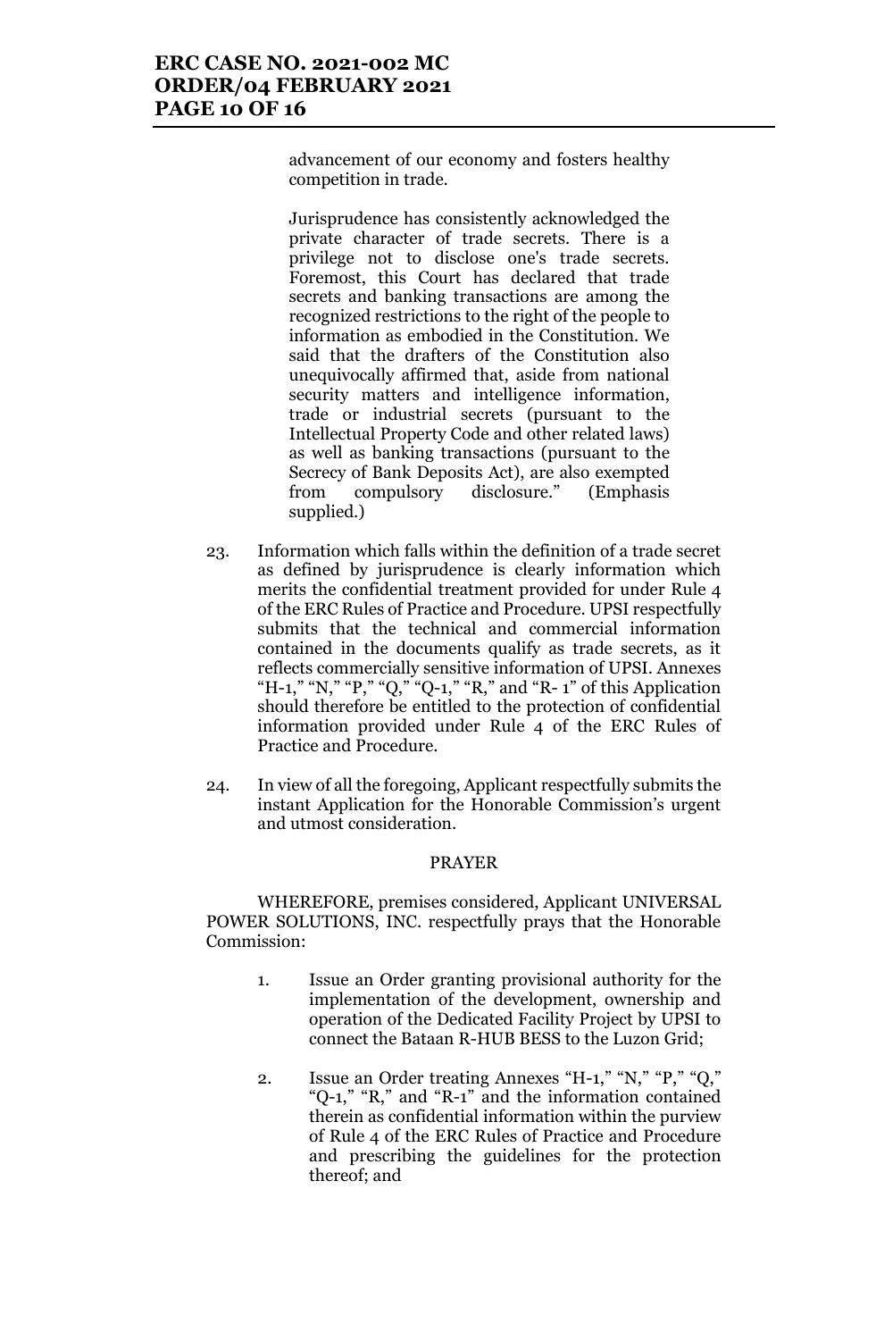> advancement of our economy and fosters healthy competition in trade.
>
> Jurisprudence has consistently acknowledged the private character of trade secrets. There is a privilege not to disclose one's trade secrets. Foremost, this Court has declared that trade secrets and banking transactions are among the recognized restrictions to the right of the people to information as embodied in the Constitution. We said that the drafters of the Constitution also unequivocally affirmed that, aside from national security matters and intelligence information, trade or industrial secrets (pursuant to the Intellectual Property Code and other related laws) as well as banking transactions (pursuant to the Secrecy of Bank Deposits Act), are also exempted from compulsory disclosure." (Emphasis supplied.)

23. Information which falls within the definition of a trade secret as defined by jurisprudence is clearly information which merits the confidential treatment provided for under Rule 4 of the ERC Rules of Practice and Procedure. UPSI respectfully submits that the technical and commercial information contained in the documents qualify as trade secrets, as it reflects commercially sensitive information of UPSI. Annexes "H-1," "N," "P," "Q," "Q-1," "R," and "R- 1" of this Application should therefore be entitled to the protection of confidential information provided under Rule 4 of the ERC Rules of Practice and Procedure.

24. In view of all the foregoing, Applicant respectfully submits the instant Application for the Honorable Commission's urgent and utmost consideration.

PRAYER

WHEREFORE, premises considered, Applicant UNIVERSAL POWER SOLUTIONS, INC. respectfully prays that the Honorable Commission:

1. Issue an Order granting provisional authority for the implementation of the development, ownership and operation of the Dedicated Facility Project by UPSI to connect the Bataan R-HUB BESS to the Luzon Grid;

2. Issue an Order treating Annexes "H-1," "N," "P," "Q," "Q-1," "R," and "R-1" and the information contained therein as confidential information within the purview of Rule 4 of the ERC Rules of Practice and Procedure and prescribing the guidelines for the protection thereof; and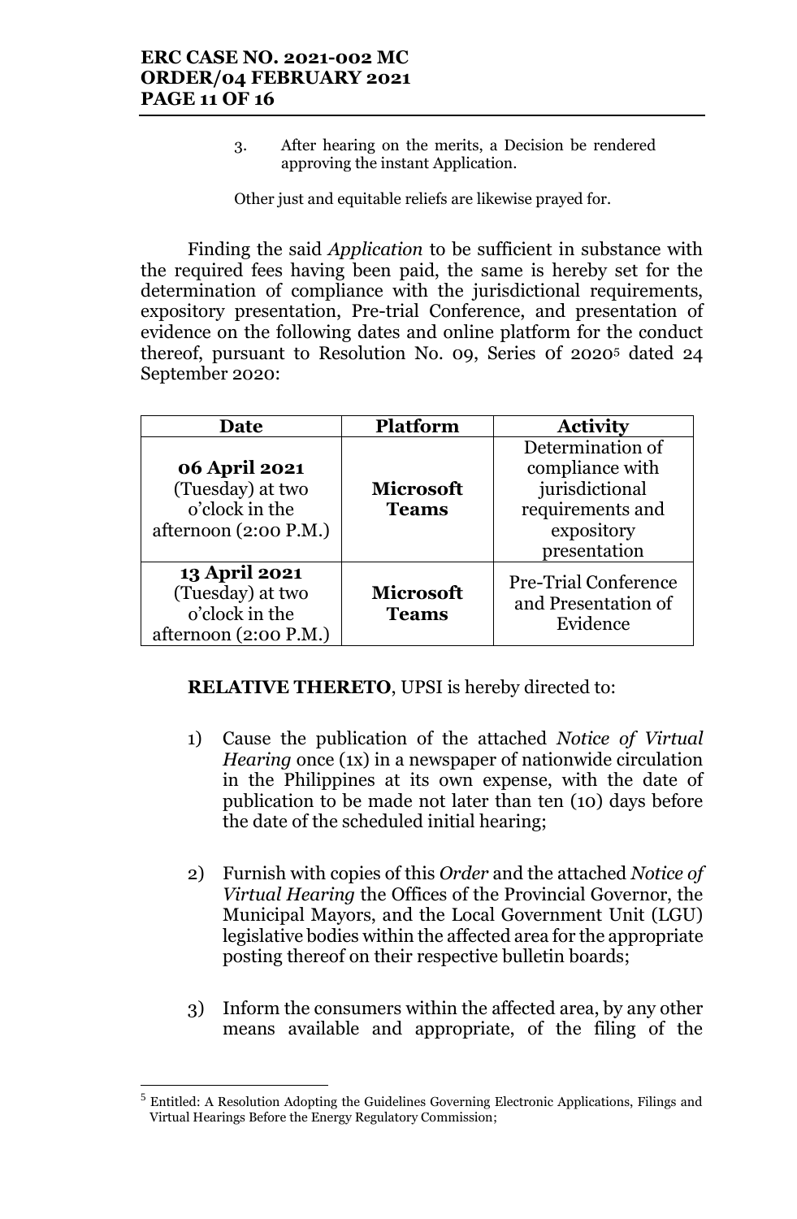3. After hearing on the merits, a Decision be rendered approving the instant Application.

Other just and equitable reliefs are likewise prayed for.

Finding the said *Application* to be sufficient in substance with the required fees having been paid, the same is hereby set for the determination of compliance with the jurisdictional requirements, expository presentation, Pre-trial Conference, and presentation of evidence on the following dates and online platform for the conduct thereof, pursuant to Resolution No. 09, Series of 2020[5] dated 24 September 2020:

| Date | Platform | Activity |
| --- | --- | --- |
| **06 April 2021** (Tuesday) at two o'clock in the afternoon (2:00 P.M.) | **Microsoft Teams** | Determination of compliance with jurisdictional requirements and expository presentation |
| **13 April 2021** (Tuesday) at two o'clock in the afternoon (2:00 P.M.) | **Microsoft Teams** | Pre-Trial Conference and Presentation of Evidence |

**RELATIVE THERETO**, UPSI is hereby directed to:

1) Cause the publication of the attached *Notice of Virtual Hearing* once (1x) in a newspaper of nationwide circulation in the Philippines at its own expense, with the date of publication to be made not later than ten (10) days before the date of the scheduled initial hearing;

2) Furnish with copies of this *Order* and the attached *Notice of Virtual Hearing* the Offices of the Provincial Governor, the Municipal Mayors, and the Local Government Unit (LGU) legislative bodies within the affected area for the appropriate posting thereof on their respective bulletin boards;

3) Inform the consumers within the affected area, by any other means available and appropriate, of the filing of the

---

[5] Entitled: A Resolution Adopting the Guidelines Governing Electronic Applications, Filings and Virtual Hearings Before the Energy Regulatory Commission;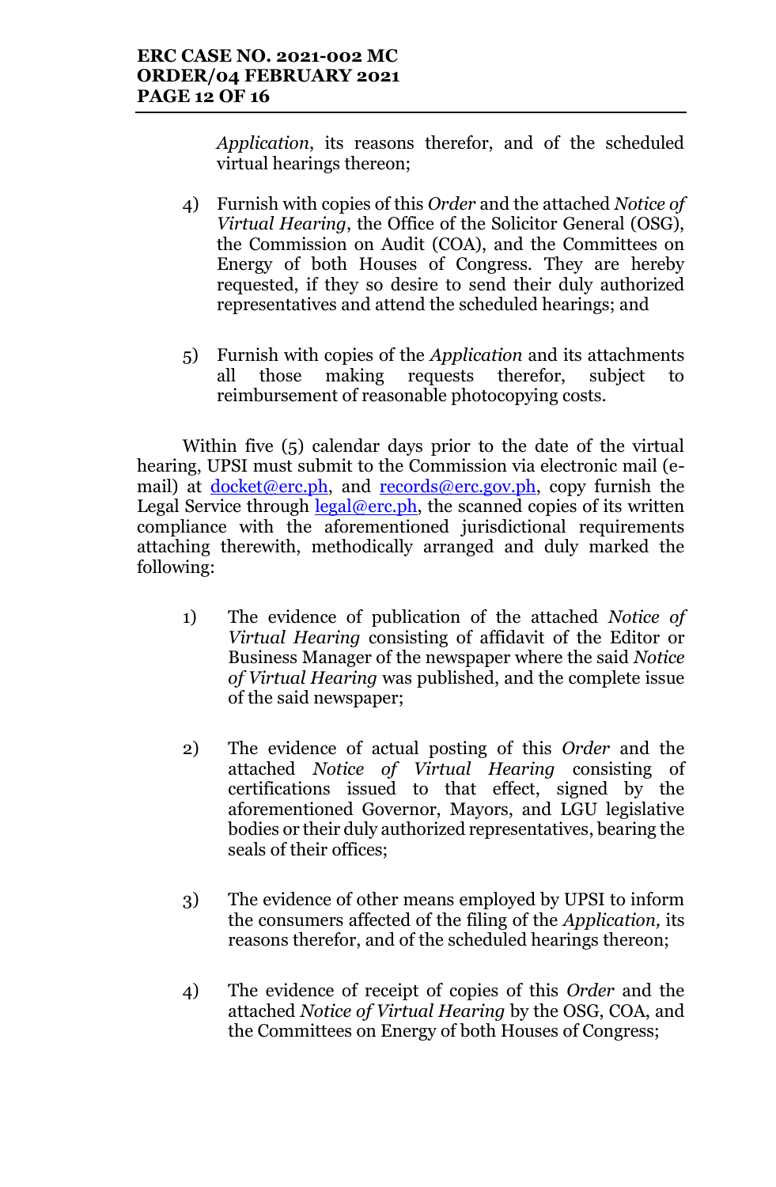*Application*, its reasons therefor, and of the scheduled virtual hearings thereon;

4) Furnish with copies of this *Order* and the attached *Notice of Virtual Hearing*, the Office of the Solicitor General (OSG), the Commission on Audit (COA), and the Committees on Energy of both Houses of Congress. They are hereby requested, if they so desire to send their duly authorized representatives and attend the scheduled hearings; and

5) Furnish with copies of the *Application* and its attachments all those making requests therefor, subject to reimbursement of reasonable photocopying costs.

Within five (5) calendar days prior to the date of the virtual hearing, UPSI must submit to the Commission via electronic mail (e-mail) at docket@erc.ph, and records@erc.gov.ph, copy furnish the Legal Service through legal@erc.ph, the scanned copies of its written compliance with the aforementioned jurisdictional requirements attaching therewith, methodically arranged and duly marked the following:

1) The evidence of publication of the attached *Notice of Virtual Hearing* consisting of affidavit of the Editor or Business Manager of the newspaper where the said *Notice of Virtual Hearing* was published, and the complete issue of the said newspaper;

2) The evidence of actual posting of this *Order* and the attached *Notice of Virtual Hearing* consisting of certifications issued to that effect, signed by the aforementioned Governor, Mayors, and LGU legislative bodies or their duly authorized representatives, bearing the seals of their offices;

3) The evidence of other means employed by UPSI to inform the consumers affected of the filing of the *Application,* its reasons therefor, and of the scheduled hearings thereon;

4) The evidence of receipt of copies of this *Order* and the attached *Notice of Virtual Hearing* by the OSG, COA, and the Committees on Energy of both Houses of Congress;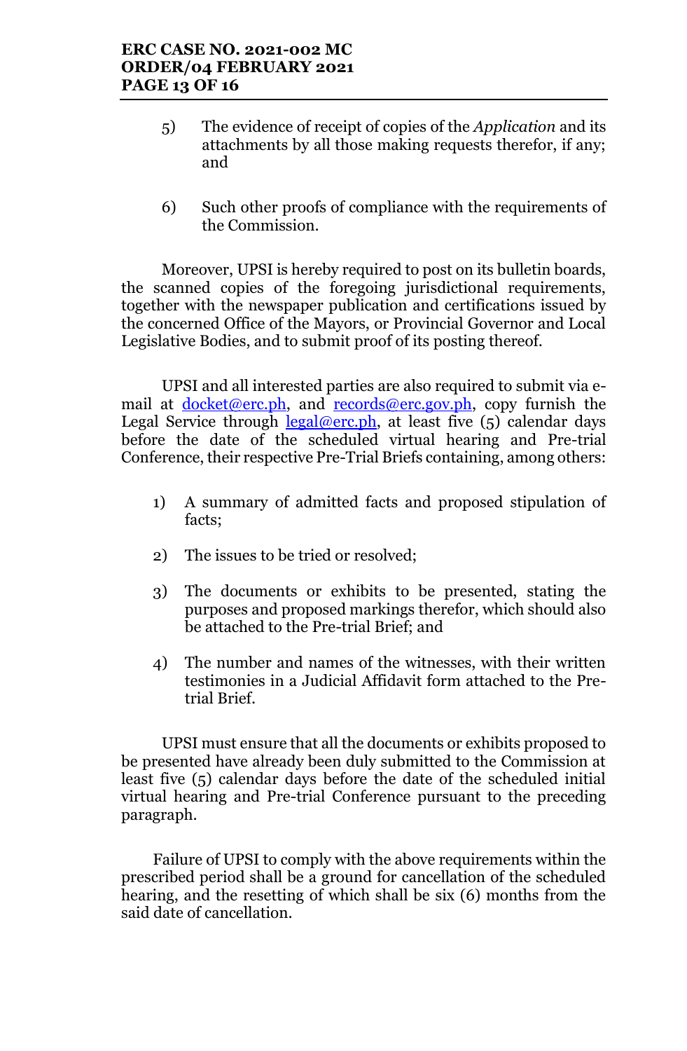5) The evidence of receipt of copies of the *Application* and its attachments by all those making requests therefor, if any; and

6) Such other proofs of compliance with the requirements of the Commission.

Moreover, UPSI is hereby required to post on its bulletin boards, the scanned copies of the foregoing jurisdictional requirements, together with the newspaper publication and certifications issued by the concerned Office of the Mayors, or Provincial Governor and Local Legislative Bodies, and to submit proof of its posting thereof.

UPSI and all interested parties are also required to submit via e-mail at docket@erc.ph, and records@erc.gov.ph, copy furnish the Legal Service through legal@erc.ph, at least five (5) calendar days before the date of the scheduled virtual hearing and Pre-trial Conference, their respective Pre-Trial Briefs containing, among others:

1) A summary of admitted facts and proposed stipulation of facts;

2) The issues to be tried or resolved;

3) The documents or exhibits to be presented, stating the purposes and proposed markings therefor, which should also be attached to the Pre-trial Brief; and

4) The number and names of the witnesses, with their written testimonies in a Judicial Affidavit form attached to the Pre-trial Brief.

UPSI must ensure that all the documents or exhibits proposed to be presented have already been duly submitted to the Commission at least five (5) calendar days before the date of the scheduled initial virtual hearing and Pre-trial Conference pursuant to the preceding paragraph.

Failure of UPSI to comply with the above requirements within the prescribed period shall be a ground for cancellation of the scheduled hearing, and the resetting of which shall be six (6) months from the said date of cancellation.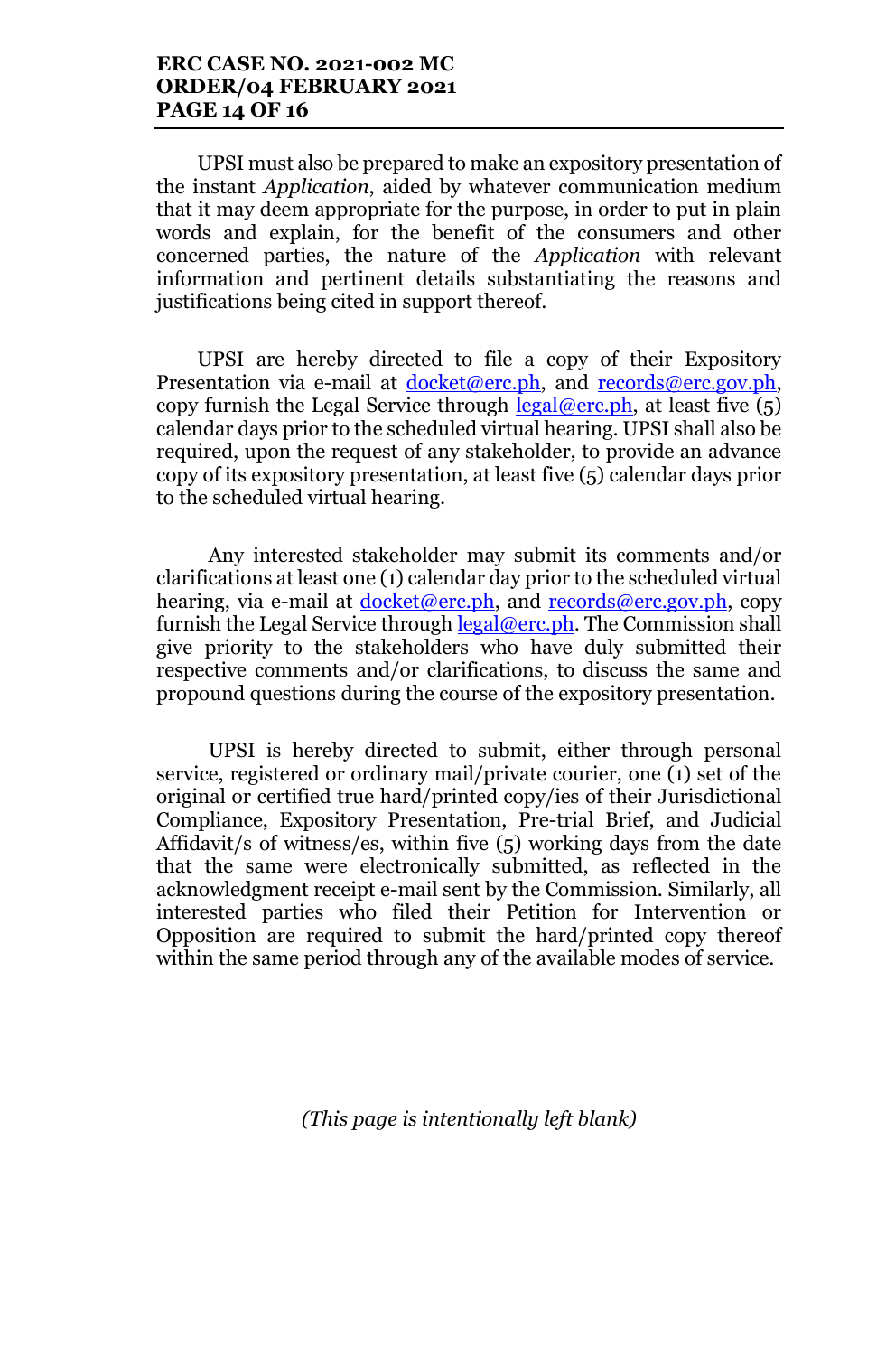UPSI must also be prepared to make an expository presentation of the instant *Application*, aided by whatever communication medium that it may deem appropriate for the purpose, in order to put in plain words and explain, for the benefit of the consumers and other concerned parties, the nature of the *Application* with relevant information and pertinent details substantiating the reasons and justifications being cited in support thereof.

UPSI are hereby directed to file a copy of their Expository Presentation via e-mail at docket@erc.ph, and records@erc.gov.ph, copy furnish the Legal Service through legal@erc.ph, at least five (5) calendar days prior to the scheduled virtual hearing. UPSI shall also be required, upon the request of any stakeholder, to provide an advance copy of its expository presentation, at least five (5) calendar days prior to the scheduled virtual hearing.

Any interested stakeholder may submit its comments and/or clarifications at least one (1) calendar day prior to the scheduled virtual hearing, via e-mail at docket@erc.ph, and records@erc.gov.ph, copy furnish the Legal Service through legal@erc.ph. The Commission shall give priority to the stakeholders who have duly submitted their respective comments and/or clarifications, to discuss the same and propound questions during the course of the expository presentation.

UPSI is hereby directed to submit, either through personal service, registered or ordinary mail/private courier, one (1) set of the original or certified true hard/printed copy/ies of their Jurisdictional Compliance, Expository Presentation, Pre-trial Brief, and Judicial Affidavit/s of witness/es, within five (5) working days from the date that the same were electronically submitted, as reflected in the acknowledgment receipt e-mail sent by the Commission. Similarly, all interested parties who filed their Petition for Intervention or Opposition are required to submit the hard/printed copy thereof within the same period through any of the available modes of service.

*(This page is intentionally left blank)*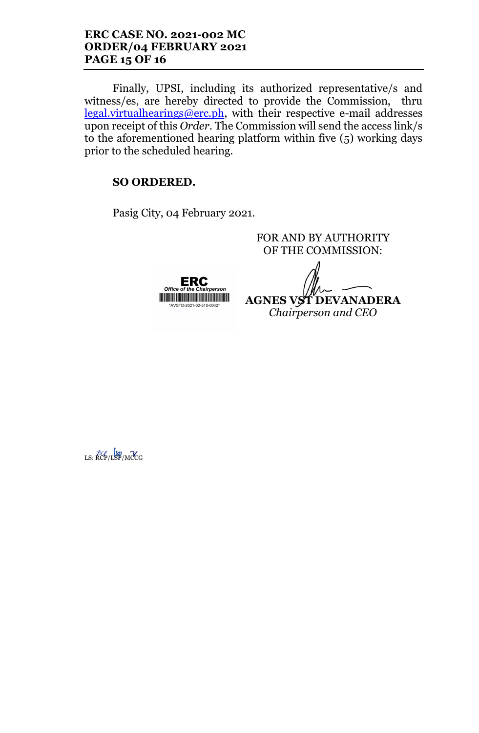Finally, UPSI, including its authorized representative/s and witness/es, are hereby directed to provide the Commission, thru legal.virtualhearings@erc.ph, with their respective e-mail addresses upon receipt of this *Order*. The Commission will send the access link/s to the aforementioned hearing platform within five (5) working days prior to the scheduled hearing.

**SO ORDERED.**

Pasig City, 04 February 2021.

FOR AND BY AUTHORITY OF THE COMMISSION:

ERC
*Office of the Chairperson*
*AVSTD-2021-02-510-0042*

**AGNES VST DEVANADERA**
*Chairperson and CEO*

LS: RCP/LSP/MCCG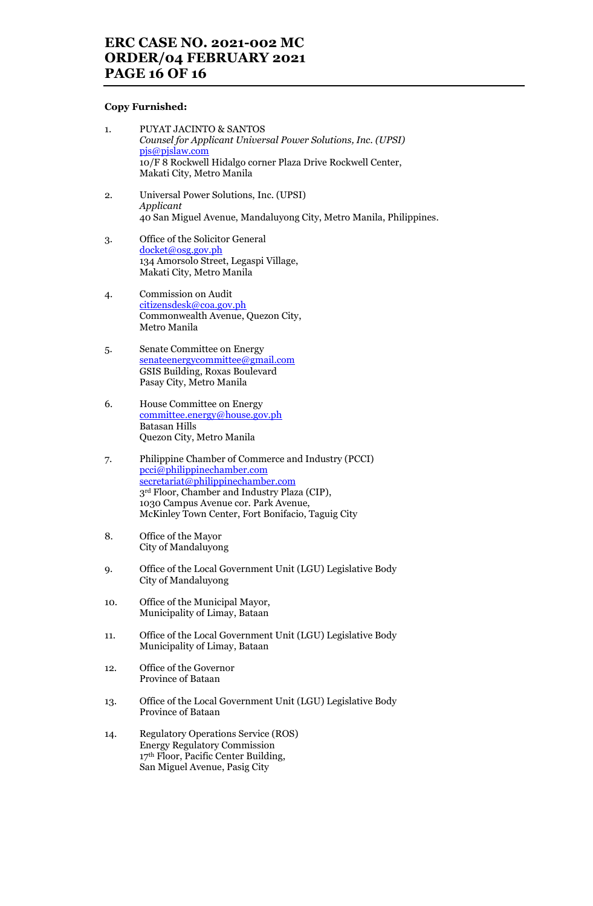**Copy Furnished:**

1. PUYAT JACINTO & SANTOS
   *Counsel for Applicant Universal Power Solutions, Inc. (UPSI)*
   pjs@pjslaw.com
   10/F 8 Rockwell Hidalgo corner Plaza Drive Rockwell Center,
   Makati City, Metro Manila

2. Universal Power Solutions, Inc. (UPSI)
   *Applicant*
   40 San Miguel Avenue, Mandaluyong City, Metro Manila, Philippines.

3. Office of the Solicitor General
   docket@osg.gov.ph
   134 Amorsolo Street, Legaspi Village,
   Makati City, Metro Manila

4. Commission on Audit
   citizensdesk@coa.gov.ph
   Commonwealth Avenue, Quezon City,
   Metro Manila

5. Senate Committee on Energy
   senateenergycommittee@gmail.com
   GSIS Building, Roxas Boulevard
   Pasay City, Metro Manila

6. House Committee on Energy
   committee.energy@house.gov.ph
   Batasan Hills
   Quezon City, Metro Manila

7. Philippine Chamber of Commerce and Industry (PCCI)
   pcci@philippinechamber.com
   secretariat@philippinechamber.com
   3rd Floor, Chamber and Industry Plaza (CIP),
   1030 Campus Avenue cor. Park Avenue,
   McKinley Town Center, Fort Bonifacio, Taguig City

8. Office of the Mayor
   City of Mandaluyong

9. Office of the Local Government Unit (LGU) Legislative Body
   City of Mandaluyong

10. Office of the Municipal Mayor,
    Municipality of Limay, Bataan

11. Office of the Local Government Unit (LGU) Legislative Body
    Municipality of Limay, Bataan

12. Office of the Governor
    Province of Bataan

13. Office of the Local Government Unit (LGU) Legislative Body
    Province of Bataan

14. Regulatory Operations Service (ROS)
    Energy Regulatory Commission
    17th Floor, Pacific Center Building,
    San Miguel Avenue, Pasig City